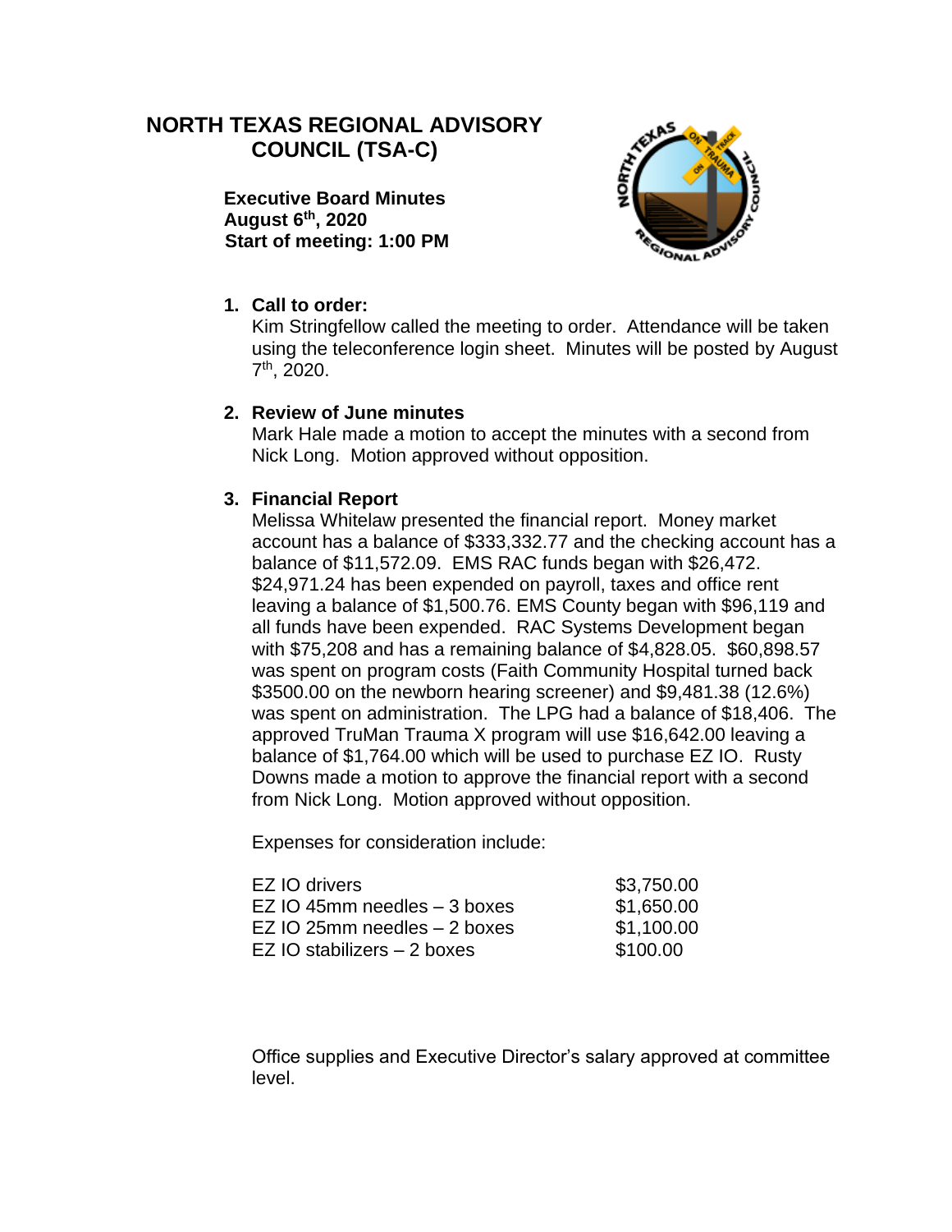# NORTH TEXAS REGIONAL ADVISORY COUNCIL (TSA-C)

**Executive Board Minutes**
**August 6th, 2020**
**Start of meeting: 1:00 PM**

1. **Call to order:**
   Kim Stringfellow called the meeting to order. Attendance will be taken using the teleconference login sheet. Minutes will be posted by August 7th, 2020.

2. **Review of June minutes**
   Mark Hale made a motion to accept the minutes with a second from Nick Long. Motion approved without opposition.

3. **Financial Report**
   Melissa Whitelaw presented the financial report. Money market account has a balance of $333,332.77 and the checking account has a balance of $11,572.09. EMS RAC funds began with $26,472. $24,971.24 has been expended on payroll, taxes and office rent leaving a balance of $1,500.76. EMS County began with $96,119 and all funds have been expended. RAC Systems Development began with $75,208 and has a remaining balance of $4,828.05. $60,898.57 was spent on program costs (Faith Community Hospital turned back $3500.00 on the newborn hearing screener) and $9,481.38 (12.6%) was spent on administration. The LPG had a balance of $18,406. The approved TruMan Trauma X program will use $16,642.00 leaving a balance of $1,764.00 which will be used to purchase EZ IO. Rusty Downs made a motion to approve the financial report with a second from Nick Long. Motion approved without opposition.

   Expenses for consideration include:

   | | |
   |---|---|
   | EZ IO drivers | $3,750.00 |
   | EZ IO 45mm needles – 3 boxes | $1,650.00 |
   | EZ IO 25mm needles – 2 boxes | $1,100.00 |
   | EZ IO stabilizers – 2 boxes | $100.00 |

   Office supplies and Executive Director's salary approved at committee level.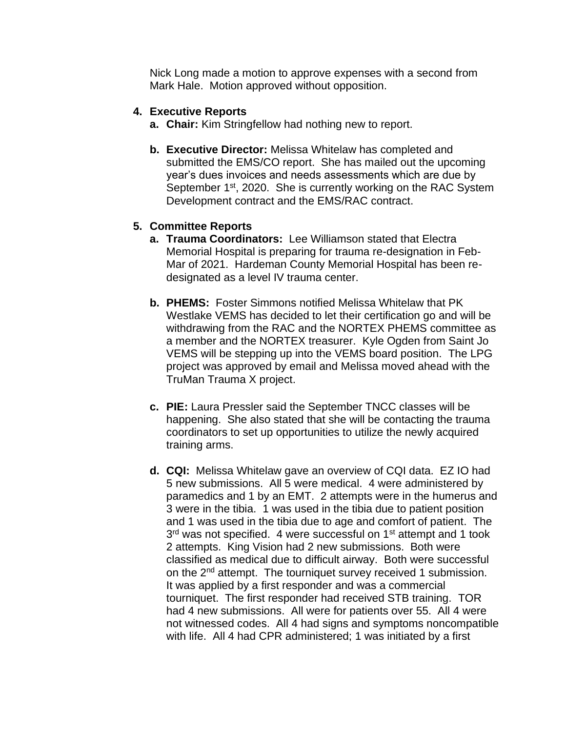Nick Long made a motion to approve expenses with a second from Mark Hale. Motion approved without opposition.

4. **Executive Reports**
   a. **Chair:** Kim Stringfellow had nothing new to report.

   b. **Executive Director:** Melissa Whitelaw has completed and submitted the EMS/CO report. She has mailed out the upcoming year's dues invoices and needs assessments which are due by September 1st, 2020. She is currently working on the RAC System Development contract and the EMS/RAC contract.

5. **Committee Reports**
   a. **Trauma Coordinators:** Lee Williamson stated that Electra Memorial Hospital is preparing for trauma re-designation in Feb-Mar of 2021. Hardeman County Memorial Hospital has been re-designated as a level IV trauma center.

   b. **PHEMS:** Foster Simmons notified Melissa Whitelaw that PK Westlake VEMS has decided to let their certification go and will be withdrawing from the RAC and the NORTEX PHEMS committee as a member and the NORTEX treasurer. Kyle Ogden from Saint Jo VEMS will be stepping up into the VEMS board position. The LPG project was approved by email and Melissa moved ahead with the TruMan Trauma X project.

   c. **PIE:** Laura Pressler said the September TNCC classes will be happening. She also stated that she will be contacting the trauma coordinators to set up opportunities to utilize the newly acquired training arms.

   d. **CQI:** Melissa Whitelaw gave an overview of CQI data. EZ IO had 5 new submissions. All 5 were medical. 4 were administered by paramedics and 1 by an EMT. 2 attempts were in the humerus and 3 were in the tibia. 1 was used in the tibia due to patient position and 1 was used in the tibia due to age and comfort of patient. The 3rd was not specified. 4 were successful on 1st attempt and 1 took 2 attempts. King Vision had 2 new submissions. Both were classified as medical due to difficult airway. Both were successful on the 2nd attempt. The tourniquet survey received 1 submission. It was applied by a first responder and was a commercial tourniquet. The first responder had received STB training. TOR had 4 new submissions. All were for patients over 55. All 4 were not witnessed codes. All 4 had signs and symptoms noncompatible with life. All 4 had CPR administered; 1 was initiated by a first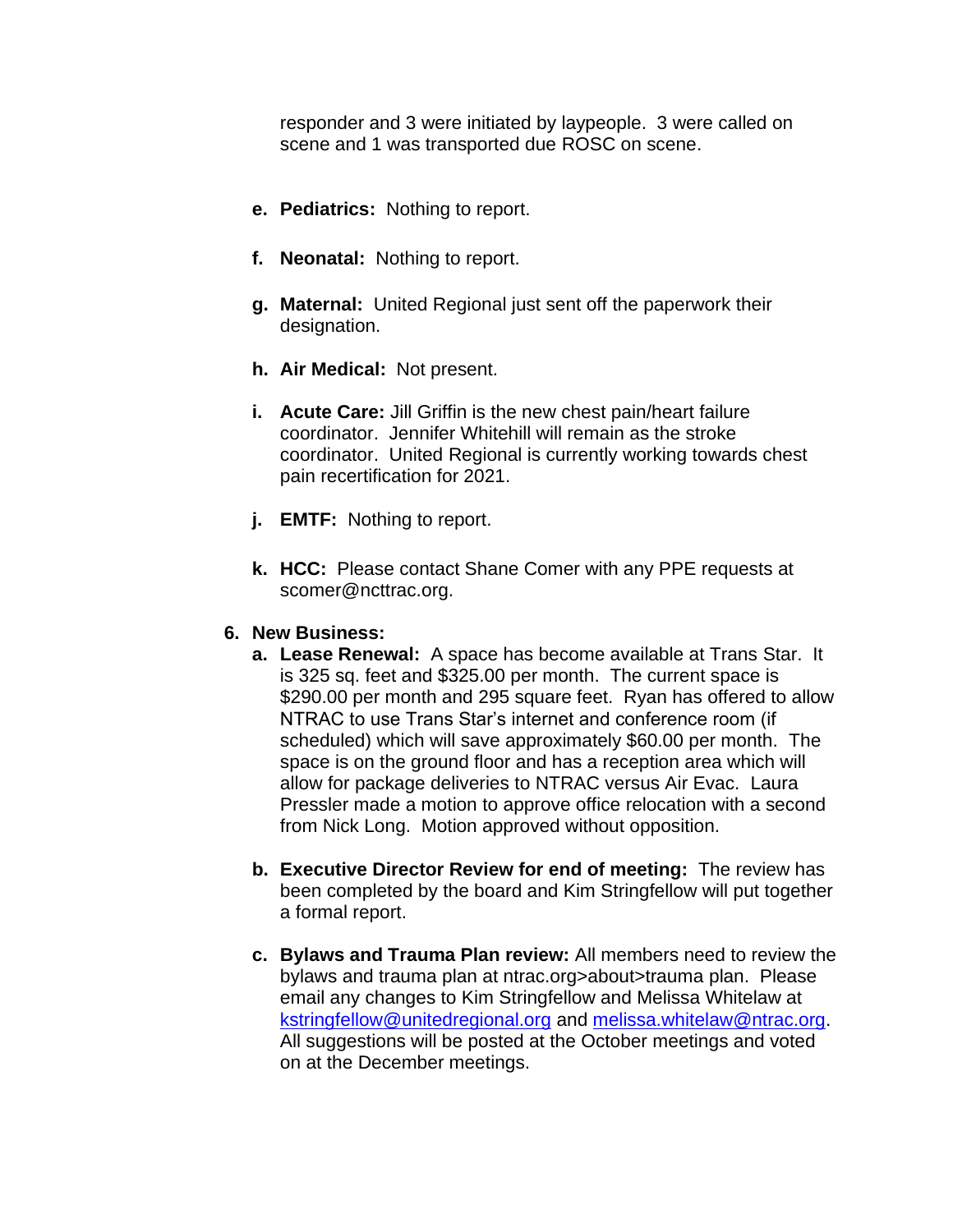responder and 3 were initiated by laypeople. 3 were called on scene and 1 was transported due ROSC on scene.

e. **Pediatrics:** Nothing to report.

f. **Neonatal:** Nothing to report.

g. **Maternal:** United Regional just sent off the paperwork their designation.

h. **Air Medical:** Not present.

i. **Acute Care:** Jill Griffin is the new chest pain/heart failure coordinator. Jennifer Whitehill will remain as the stroke coordinator. United Regional is currently working towards chest pain recertification for 2021.

j. **EMTF:** Nothing to report.

k. **HCC:** Please contact Shane Comer with any PPE requests at scomer@ncttrac.org.

6. **New Business:**

   a. **Lease Renewal:** A space has become available at Trans Star. It is 325 sq. feet and $325.00 per month. The current space is $290.00 per month and 295 square feet. Ryan has offered to allow NTRAC to use Trans Star's internet and conference room (if scheduled) which will save approximately $60.00 per month. The space is on the ground floor and has a reception area which will allow for package deliveries to NTRAC versus Air Evac. Laura Pressler made a motion to approve office relocation with a second from Nick Long. Motion approved without opposition.

   b. **Executive Director Review for end of meeting:** The review has been completed by the board and Kim Stringfellow will put together a formal report.

   c. **Bylaws and Trauma Plan review:** All members need to review the bylaws and trauma plan at ntrac.org>about>trauma plan. Please email any changes to Kim Stringfellow and Melissa Whitelaw at kstringfellow@unitedregional.org and melissa.whitelaw@ntrac.org. All suggestions will be posted at the October meetings and voted on at the December meetings.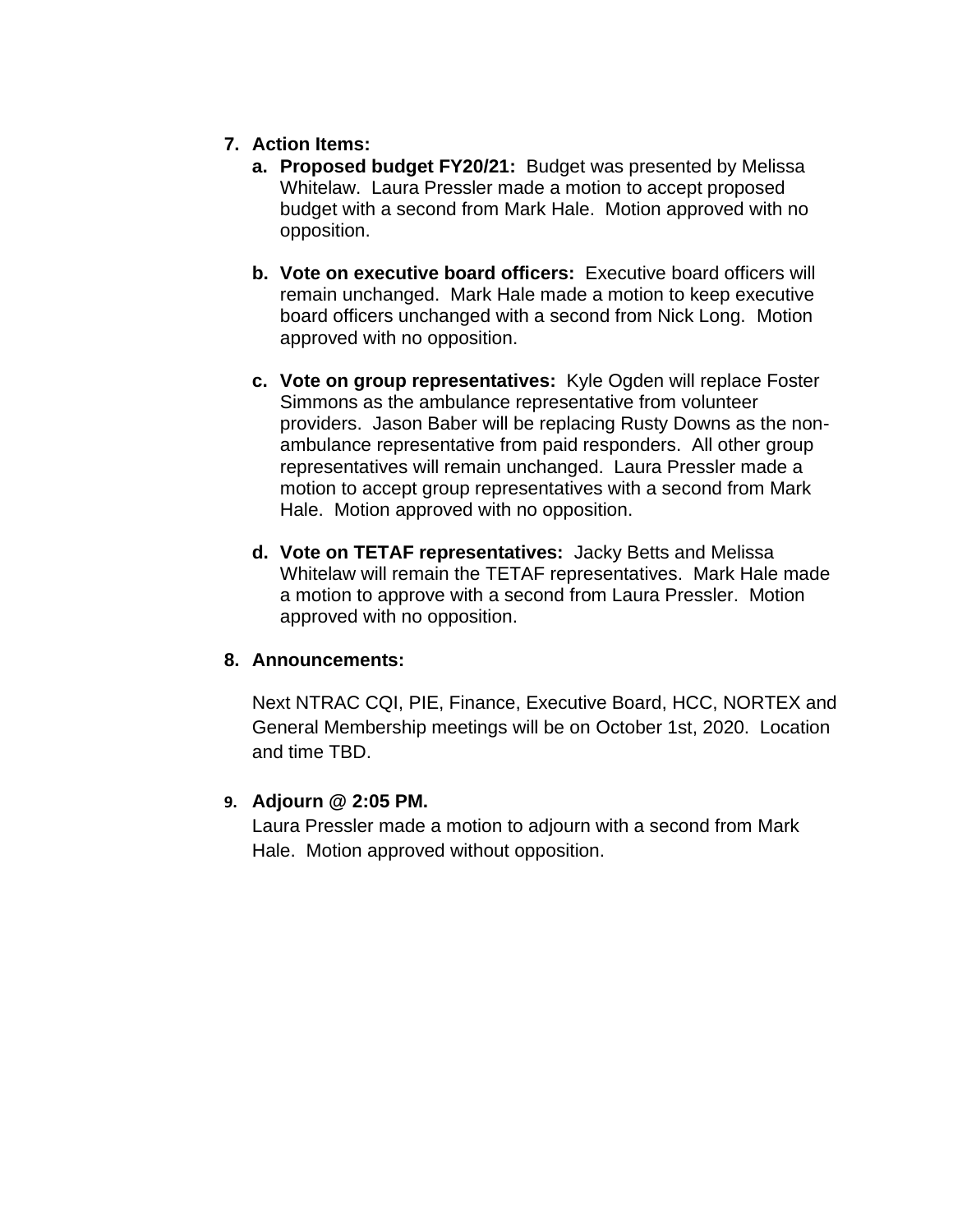7. **Action Items:**
    a. **Proposed budget FY20/21:** Budget was presented by Melissa Whitelaw. Laura Pressler made a motion to accept proposed budget with a second from Mark Hale. Motion approved with no opposition.

    b. **Vote on executive board officers:** Executive board officers will remain unchanged. Mark Hale made a motion to keep executive board officers unchanged with a second from Nick Long. Motion approved with no opposition.

    c. **Vote on group representatives:** Kyle Ogden will replace Foster Simmons as the ambulance representative from volunteer providers. Jason Baber will be replacing Rusty Downs as the non-ambulance representative from paid responders. All other group representatives will remain unchanged. Laura Pressler made a motion to accept group representatives with a second from Mark Hale. Motion approved with no opposition.

    d. **Vote on TETAF representatives:** Jacky Betts and Melissa Whitelaw will remain the TETAF representatives. Mark Hale made a motion to approve with a second from Laura Pressler. Motion approved with no opposition.

8. **Announcements:**

    Next NTRAC CQI, PIE, Finance, Executive Board, HCC, NORTEX and General Membership meetings will be on October 1st, 2020. Location and time TBD.

9. **Adjourn @ 2:05 PM.**
    Laura Pressler made a motion to adjourn with a second from Mark Hale. Motion approved without opposition.